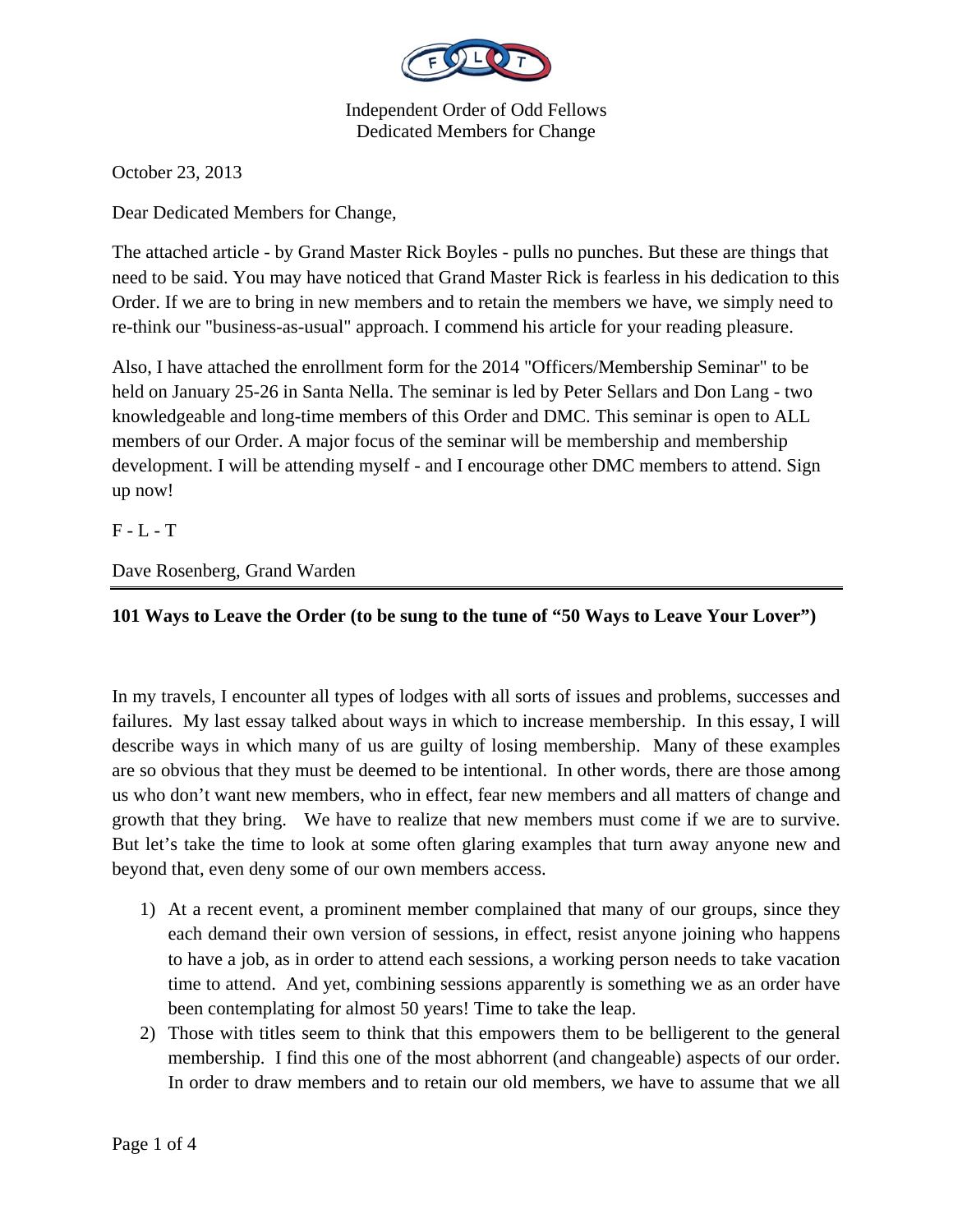Independent Order of Odd Fellows
Dedicated Members for Change

October 23, 2013

Dear Dedicated Members for Change,

The attached article - by Grand Master Rick Boyles - pulls no punches. But these are things that need to be said. You may have noticed that Grand Master Rick is fearless in his dedication to this Order. If we are to bring in new members and to retain the members we have, we simply need to re-think our "business-as-usual" approach. I commend his article for your reading pleasure.

Also, I have attached the enrollment form for the 2014 "Officers/Membership Seminar" to be held on January 25-26 in Santa Nella. The seminar is led by Peter Sellars and Don Lang - two knowledgeable and long-time members of this Order and DMC. This seminar is open to ALL members of our Order. A major focus of the seminar will be membership and membership development. I will be attending myself - and I encourage other DMC members to attend. Sign up now!

F - L - T

Dave Rosenberg, Grand Warden

---

**101 Ways to Leave the Order (to be sung to the tune of "50 Ways to Leave Your Lover")**

In my travels, I encounter all types of lodges with all sorts of issues and problems, successes and failures. My last essay talked about ways in which to increase membership. In this essay, I will describe ways in which many of us are guilty of losing membership. Many of these examples are so obvious that they must be deemed to be intentional. In other words, there are those among us who don't want new members, who in effect, fear new members and all matters of change and growth that they bring. We have to realize that new members must come if we are to survive. But let's take the time to look at some often glaring examples that turn away anyone new and beyond that, even deny some of our own members access.

1) At a recent event, a prominent member complained that many of our groups, since they each demand their own version of sessions, in effect, resist anyone joining who happens to have a job, as in order to attend each sessions, a working person needs to take vacation time to attend. And yet, combining sessions apparently is something we as an order have been contemplating for almost 50 years! Time to take the leap.
2) Those with titles seem to think that this empowers them to be belligerent to the general membership. I find this one of the most abhorrent (and changeable) aspects of our order. In order to draw members and to retain our old members, we have to assume that we all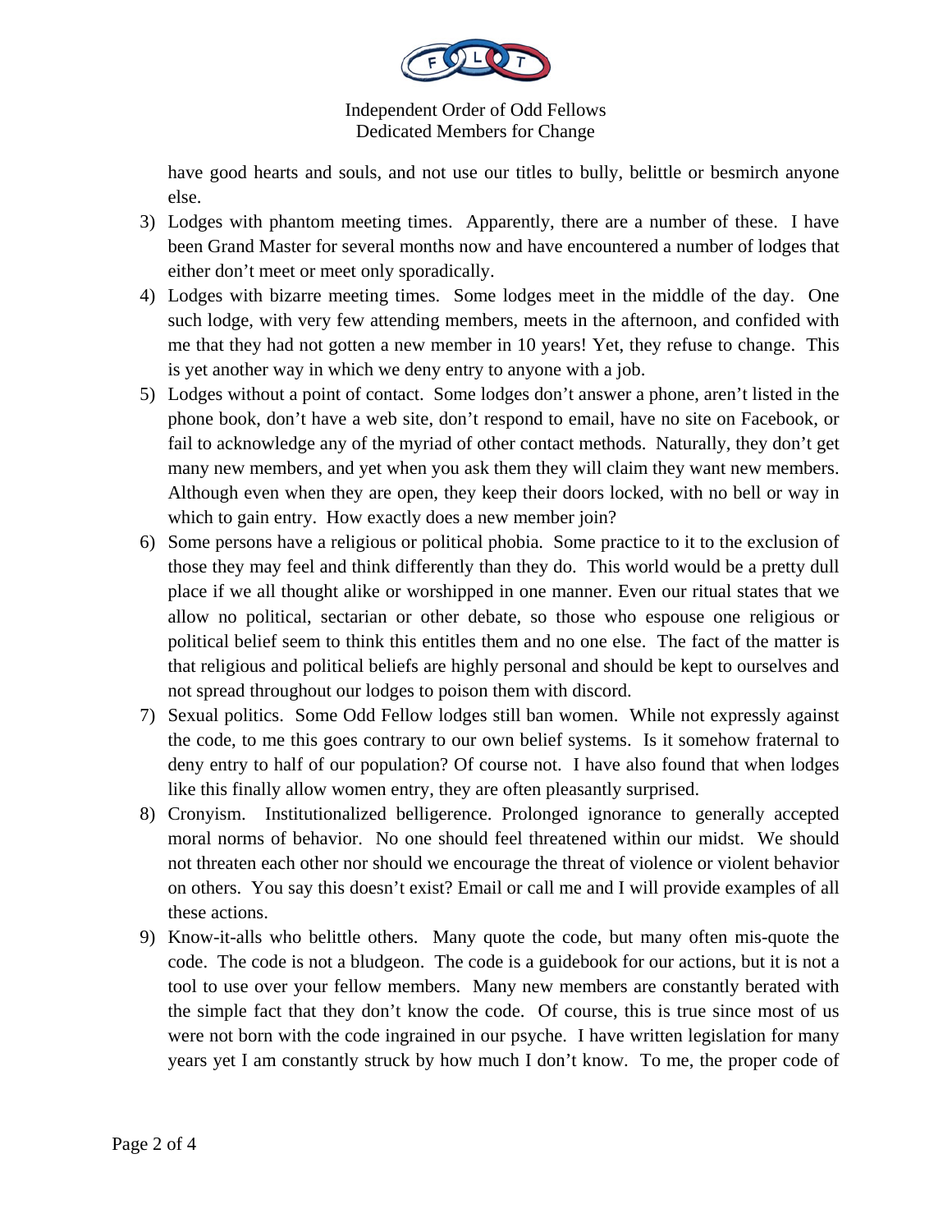have good hearts and souls, and not use our titles to bully, belittle or besmirch anyone else.

3) Lodges with phantom meeting times. Apparently, there are a number of these. I have been Grand Master for several months now and have encountered a number of lodges that either don't meet or meet only sporadically.
4) Lodges with bizarre meeting times. Some lodges meet in the middle of the day. One such lodge, with very few attending members, meets in the afternoon, and confided with me that they had not gotten a new member in 10 years! Yet, they refuse to change. This is yet another way in which we deny entry to anyone with a job.
5) Lodges without a point of contact. Some lodges don't answer a phone, aren't listed in the phone book, don't have a web site, don't respond to email, have no site on Facebook, or fail to acknowledge any of the myriad of other contact methods. Naturally, they don't get many new members, and yet when you ask them they will claim they want new members. Although even when they are open, they keep their doors locked, with no bell or way in which to gain entry. How exactly does a new member join?
6) Some persons have a religious or political phobia. Some practice to it to the exclusion of those they may feel and think differently than they do. This world would be a pretty dull place if we all thought alike or worshipped in one manner. Even our ritual states that we allow no political, sectarian or other debate, so those who espouse one religious or political belief seem to think this entitles them and no one else. The fact of the matter is that religious and political beliefs are highly personal and should be kept to ourselves and not spread throughout our lodges to poison them with discord.
7) Sexual politics. Some Odd Fellow lodges still ban women. While not expressly against the code, to me this goes contrary to our own belief systems. Is it somehow fraternal to deny entry to half of our population? Of course not. I have also found that when lodges like this finally allow women entry, they are often pleasantly surprised.
8) Cronyism. Institutionalized belligerence. Prolonged ignorance to generally accepted moral norms of behavior. No one should feel threatened within our midst. We should not threaten each other nor should we encourage the threat of violence or violent behavior on others. You say this doesn't exist? Email or call me and I will provide examples of all these actions.
9) Know-it-alls who belittle others. Many quote the code, but many often mis-quote the code. The code is not a bludgeon. The code is a guidebook for our actions, but it is not a tool to use over your fellow members. Many new members are constantly berated with the simple fact that they don't know the code. Of course, this is true since most of us were not born with the code ingrained in our psyche. I have written legislation for many years yet I am constantly struck by how much I don't know. To me, the proper code of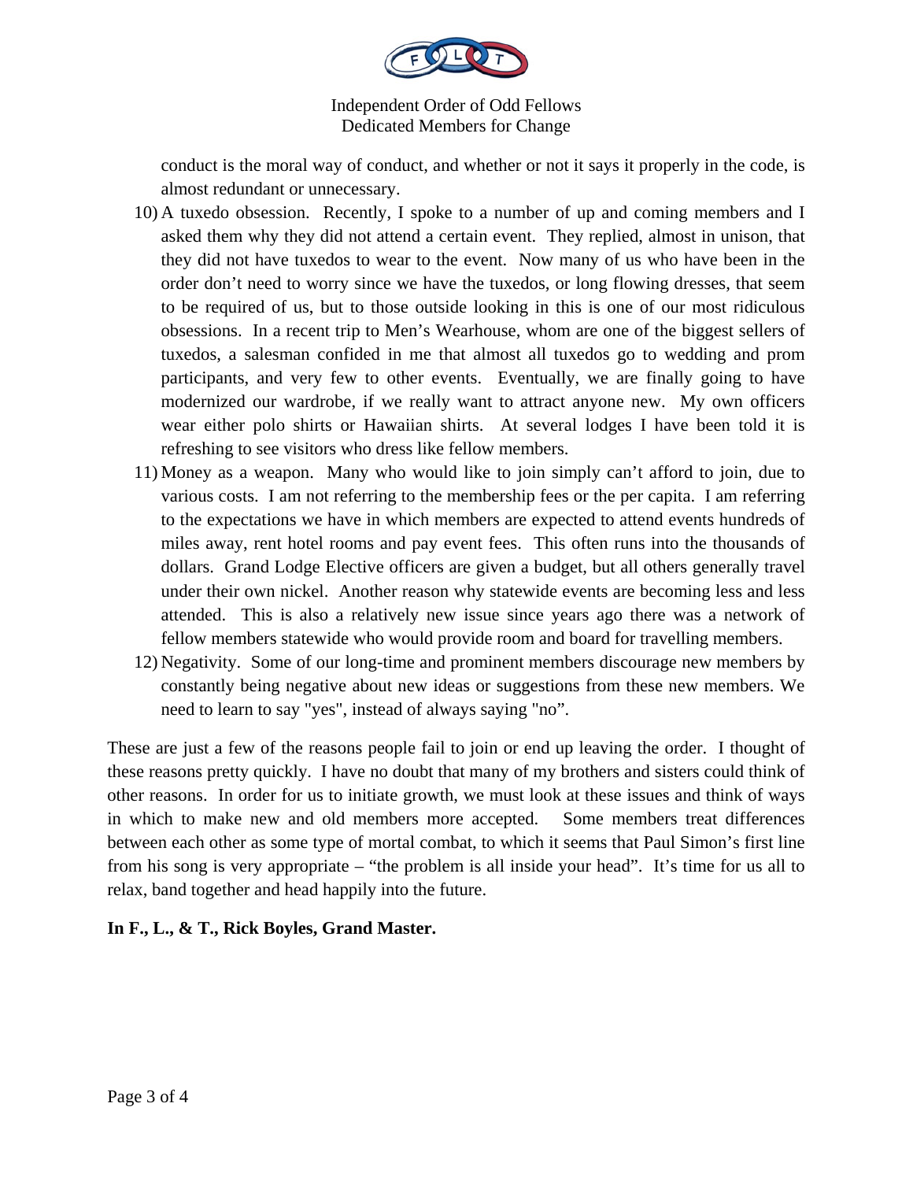conduct is the moral way of conduct, and whether or not it says it properly in the code, is almost redundant or unnecessary.

10) A tuxedo obsession. Recently, I spoke to a number of up and coming members and I asked them why they did not attend a certain event. They replied, almost in unison, that they did not have tuxedos to wear to the event. Now many of us who have been in the order don't need to worry since we have the tuxedos, or long flowing dresses, that seem to be required of us, but to those outside looking in this is one of our most ridiculous obsessions. In a recent trip to Men's Wearhouse, whom are one of the biggest sellers of tuxedos, a salesman confided in me that almost all tuxedos go to wedding and prom participants, and very few to other events. Eventually, we are finally going to have modernized our wardrobe, if we really want to attract anyone new. My own officers wear either polo shirts or Hawaiian shirts. At several lodges I have been told it is refreshing to see visitors who dress like fellow members.
11) Money as a weapon. Many who would like to join simply can't afford to join, due to various costs. I am not referring to the membership fees or the per capita. I am referring to the expectations we have in which members are expected to attend events hundreds of miles away, rent hotel rooms and pay event fees. This often runs into the thousands of dollars. Grand Lodge Elective officers are given a budget, but all others generally travel under their own nickel. Another reason why statewide events are becoming less and less attended. This is also a relatively new issue since years ago there was a network of fellow members statewide who would provide room and board for travelling members.
12) Negativity. Some of our long-time and prominent members discourage new members by constantly being negative about new ideas or suggestions from these new members. We need to learn to say "yes", instead of always saying "no".

These are just a few of the reasons people fail to join or end up leaving the order. I thought of these reasons pretty quickly. I have no doubt that many of my brothers and sisters could think of other reasons. In order for us to initiate growth, we must look at these issues and think of ways in which to make new and old members more accepted. Some members treat differences between each other as some type of mortal combat, to which it seems that Paul Simon's first line from his song is very appropriate – "the problem is all inside your head". It's time for us all to relax, band together and head happily into the future.

**In F., L., & T., Rick Boyles, Grand Master.**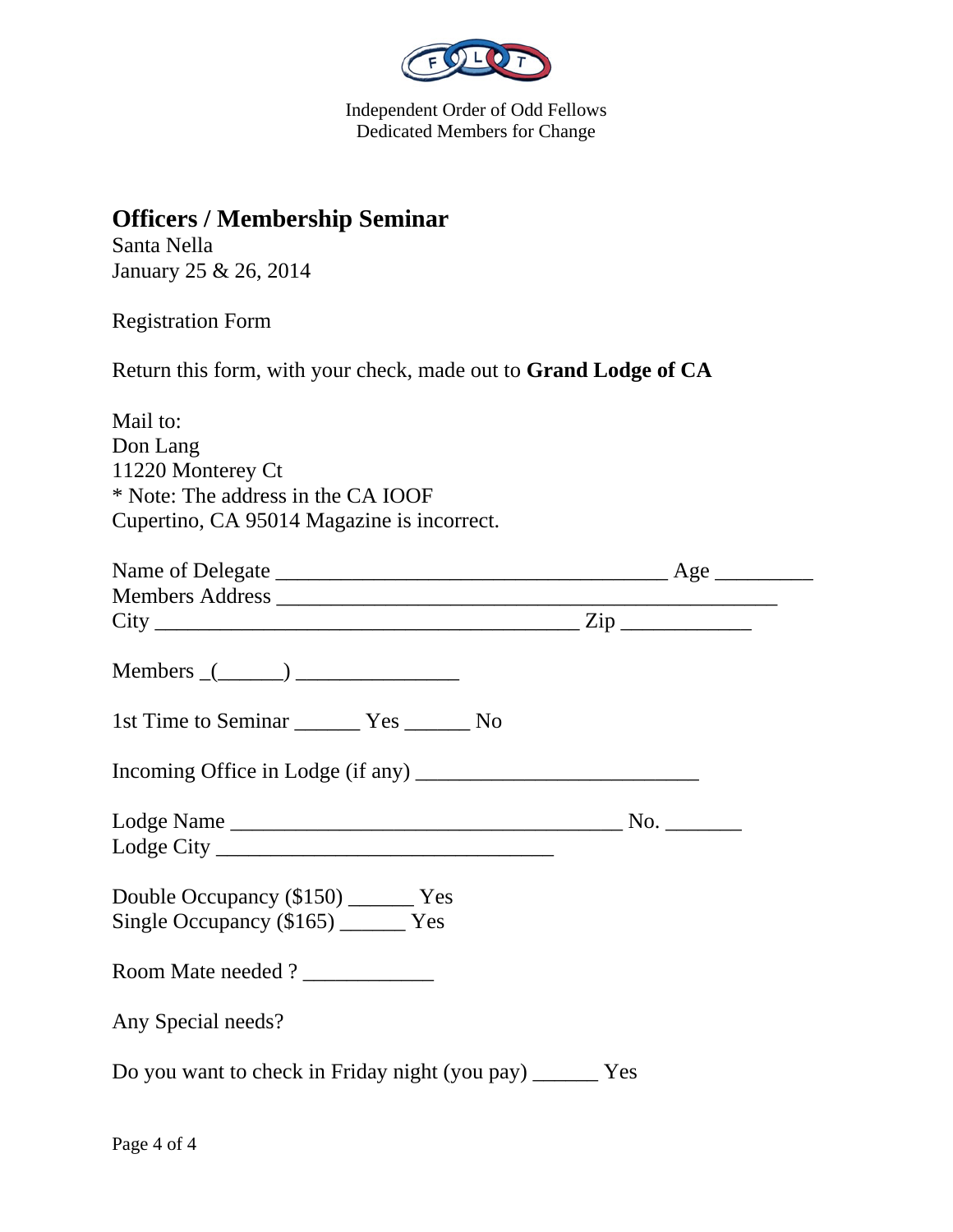Independent Order of Odd Fellows
Dedicated Members for Change

**Officers / Membership Seminar**
Santa Nella
January 25 & 26, 2014

Registration Form

Return this form, with your check, made out to **Grand Lodge of CA**

Mail to:
Don Lang
11220 Monterey Ct
* Note: The address in the CA IOOF
Cupertino, CA 95014 Magazine is incorrect.

Name of Delegate ____________________________________ Age _________
Members Address ______________________________________________
City _______________________________________ Zip ____________

Members _(______) _______________

1st Time to Seminar ______ Yes ______ No

Incoming Office in Lodge (if any) _________________________

Lodge Name ____________________________________ No. _______
Lodge City _______________________________

Double Occupancy ($150) ______ Yes
Single Occupancy ($165) ______ Yes

Room Mate needed ? ____________

Any Special needs?

Do you want to check in Friday night (you pay) ______ Yes